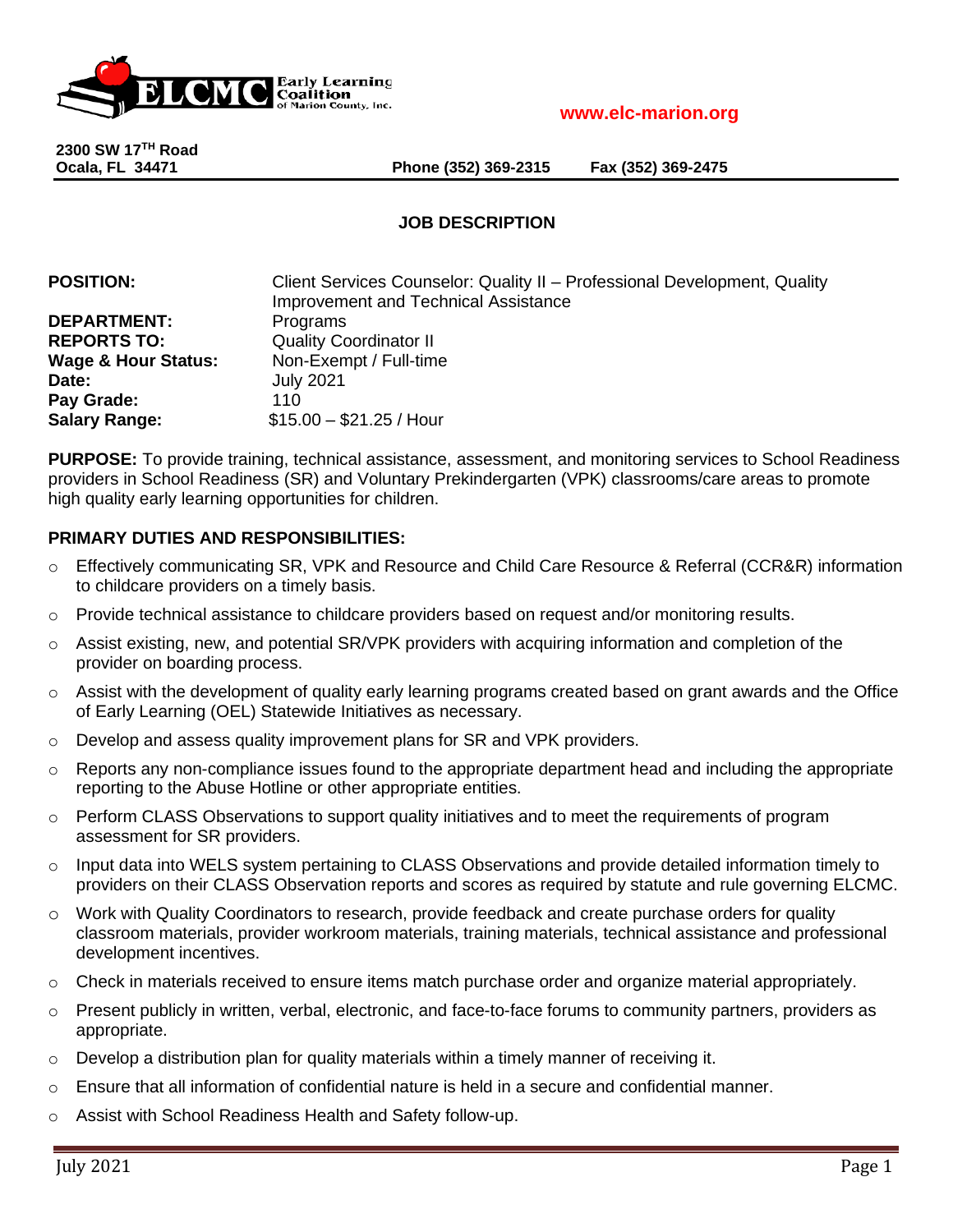Early Learning Coalition of Marion County, Inc.

www.elc-marion.org

**2300 SW 17TH Road**
**Ocala, FL 34471**

**Phone (352) 369-2315** **Fax (352) 369-2475**

## JOB DESCRIPTION

| | |
|---|---|
| **POSITION:** | Client Services Counselor: Quality II – Professional Development, Quality Improvement and Technical Assistance |
| **DEPARTMENT:** | Programs |
| **REPORTS TO:** | Quality Coordinator II |
| **Wage & Hour Status:** | Non-Exempt / Full-time |
| **Date:** | July 2021 |
| **Pay Grade:** | 110 |
| **Salary Range:** | $15.00 – $21.25 / Hour |

**PURPOSE:** To provide training, technical assistance, assessment, and monitoring services to School Readiness providers in School Readiness (SR) and Voluntary Prekindergarten (VPK) classrooms/care areas to promote high quality early learning opportunities for children.

**PRIMARY DUTIES AND RESPONSIBILITIES:**

- Effectively communicating SR, VPK and Resource and Child Care Resource & Referral (CCR&R) information to childcare providers on a timely basis.
- Provide technical assistance to childcare providers based on request and/or monitoring results.
- Assist existing, new, and potential SR/VPK providers with acquiring information and completion of the provider on boarding process.
- Assist with the development of quality early learning programs created based on grant awards and the Office of Early Learning (OEL) Statewide Initiatives as necessary.
- Develop and assess quality improvement plans for SR and VPK providers.
- Reports any non-compliance issues found to the appropriate department head and including the appropriate reporting to the Abuse Hotline or other appropriate entities.
- Perform CLASS Observations to support quality initiatives and to meet the requirements of program assessment for SR providers.
- Input data into WELS system pertaining to CLASS Observations and provide detailed information timely to providers on their CLASS Observation reports and scores as required by statute and rule governing ELCMC.
- Work with Quality Coordinators to research, provide feedback and create purchase orders for quality classroom materials, provider workroom materials, training materials, technical assistance and professional development incentives.
- Check in materials received to ensure items match purchase order and organize material appropriately.
- Present publicly in written, verbal, electronic, and face-to-face forums to community partners, providers as appropriate.
- Develop a distribution plan for quality materials within a timely manner of receiving it.
- Ensure that all information of confidential nature is held in a secure and confidential manner.
- Assist with School Readiness Health and Safety follow-up.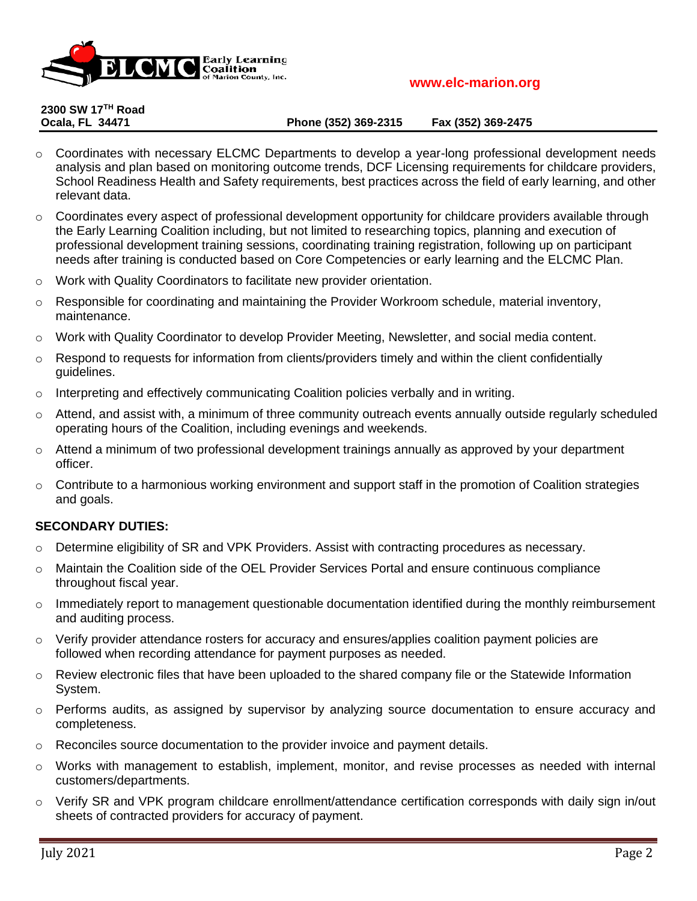- Coordinates with necessary ELCMC Departments to develop a year-long professional development needs analysis and plan based on monitoring outcome trends, DCF Licensing requirements for childcare providers, School Readiness Health and Safety requirements, best practices across the field of early learning, and other relevant data.
- Coordinates every aspect of professional development opportunity for childcare providers available through the Early Learning Coalition including, but not limited to researching topics, planning and execution of professional development training sessions, coordinating training registration, following up on participant needs after training is conducted based on Core Competencies or early learning and the ELCMC Plan.
- Work with Quality Coordinators to facilitate new provider orientation.
- Responsible for coordinating and maintaining the Provider Workroom schedule, material inventory, maintenance.
- Work with Quality Coordinator to develop Provider Meeting, Newsletter, and social media content.
- Respond to requests for information from clients/providers timely and within the client confidentially guidelines.
- Interpreting and effectively communicating Coalition policies verbally and in writing.
- Attend, and assist with, a minimum of three community outreach events annually outside regularly scheduled operating hours of the Coalition, including evenings and weekends.
- Attend a minimum of two professional development trainings annually as approved by your department officer.
- Contribute to a harmonious working environment and support staff in the promotion of Coalition strategies and goals.

**SECONDARY DUTIES:**

- Determine eligibility of SR and VPK Providers. Assist with contracting procedures as necessary.
- Maintain the Coalition side of the OEL Provider Services Portal and ensure continuous compliance throughout fiscal year.
- Immediately report to management questionable documentation identified during the monthly reimbursement and auditing process.
- Verify provider attendance rosters for accuracy and ensures/applies coalition payment policies are followed when recording attendance for payment purposes as needed.
- Review electronic files that have been uploaded to the shared company file or the Statewide Information System.
- Performs audits, as assigned by supervisor by analyzing source documentation to ensure accuracy and completeness.
- Reconciles source documentation to the provider invoice and payment details.
- Works with management to establish, implement, monitor, and revise processes as needed with internal customers/departments.
- Verify SR and VPK program childcare enrollment/attendance certification corresponds with daily sign in/out sheets of contracted providers for accuracy of payment.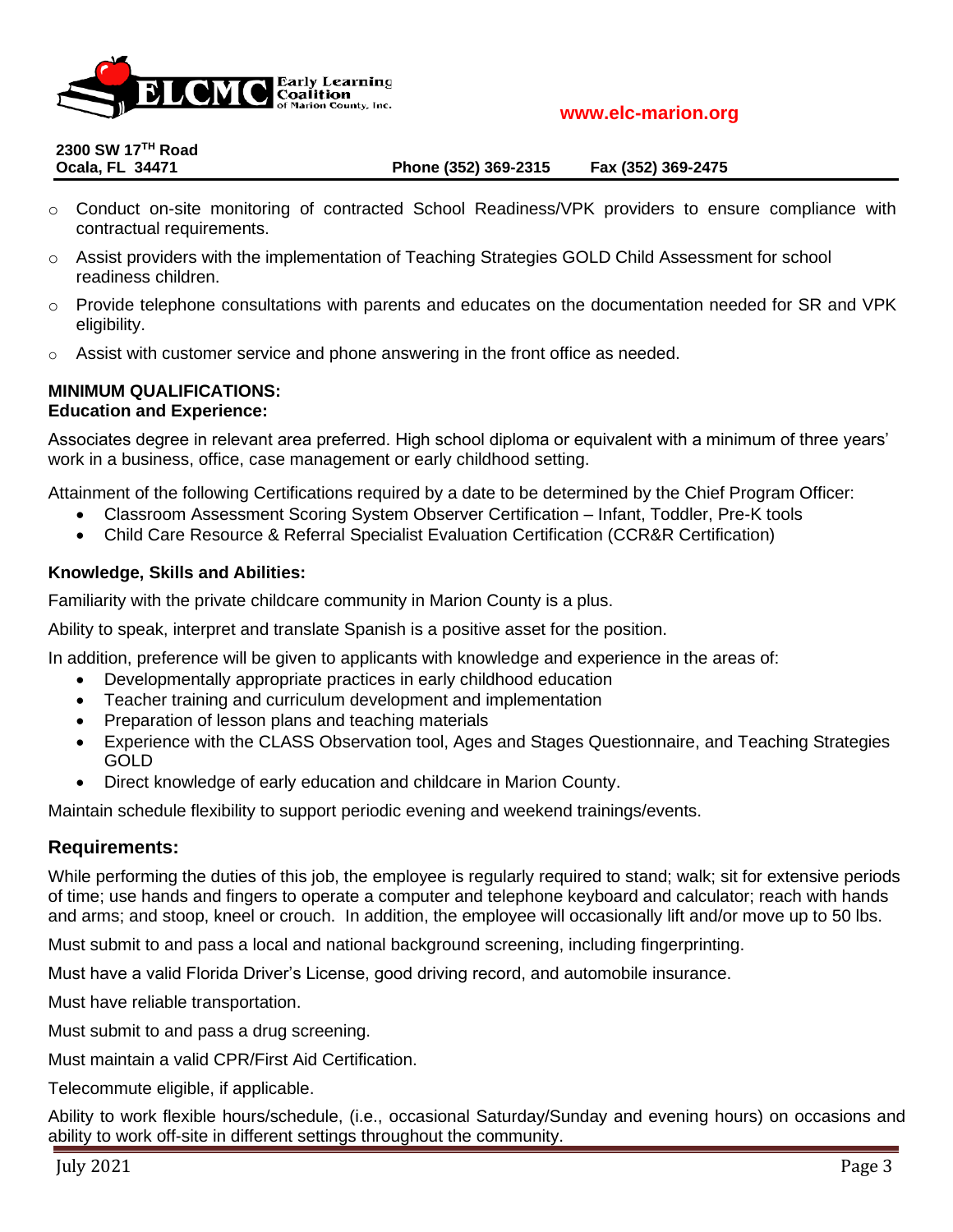- Conduct on-site monitoring of contracted School Readiness/VPK providers to ensure compliance with contractual requirements.
- Assist providers with the implementation of Teaching Strategies GOLD Child Assessment for school readiness children.
- Provide telephone consultations with parents and educates on the documentation needed for SR and VPK eligibility.
- Assist with customer service and phone answering in the front office as needed.

**MINIMUM QUALIFICATIONS:**
**Education and Experience:**

Associates degree in relevant area preferred. High school diploma or equivalent with a minimum of three years' work in a business, office, case management or early childhood setting.

Attainment of the following Certifications required by a date to be determined by the Chief Program Officer:

- Classroom Assessment Scoring System Observer Certification – Infant, Toddler, Pre-K tools
- Child Care Resource & Referral Specialist Evaluation Certification (CCR&R Certification)

**Knowledge, Skills and Abilities:**

Familiarity with the private childcare community in Marion County is a plus.

Ability to speak, interpret and translate Spanish is a positive asset for the position.

In addition, preference will be given to applicants with knowledge and experience in the areas of:

- Developmentally appropriate practices in early childhood education
- Teacher training and curriculum development and implementation
- Preparation of lesson plans and teaching materials
- Experience with the CLASS Observation tool, Ages and Stages Questionnaire, and Teaching Strategies GOLD
- Direct knowledge of early education and childcare in Marion County.

Maintain schedule flexibility to support periodic evening and weekend trainings/events.

## Requirements:

While performing the duties of this job, the employee is regularly required to stand; walk; sit for extensive periods of time; use hands and fingers to operate a computer and telephone keyboard and calculator; reach with hands and arms; and stoop, kneel or crouch. In addition, the employee will occasionally lift and/or move up to 50 lbs.

Must submit to and pass a local and national background screening, including fingerprinting.

Must have a valid Florida Driver's License, good driving record, and automobile insurance.

Must have reliable transportation.

Must submit to and pass a drug screening.

Must maintain a valid CPR/First Aid Certification.

Telecommute eligible, if applicable.

Ability to work flexible hours/schedule, (i.e., occasional Saturday/Sunday and evening hours) on occasions and ability to work off-site in different settings throughout the community.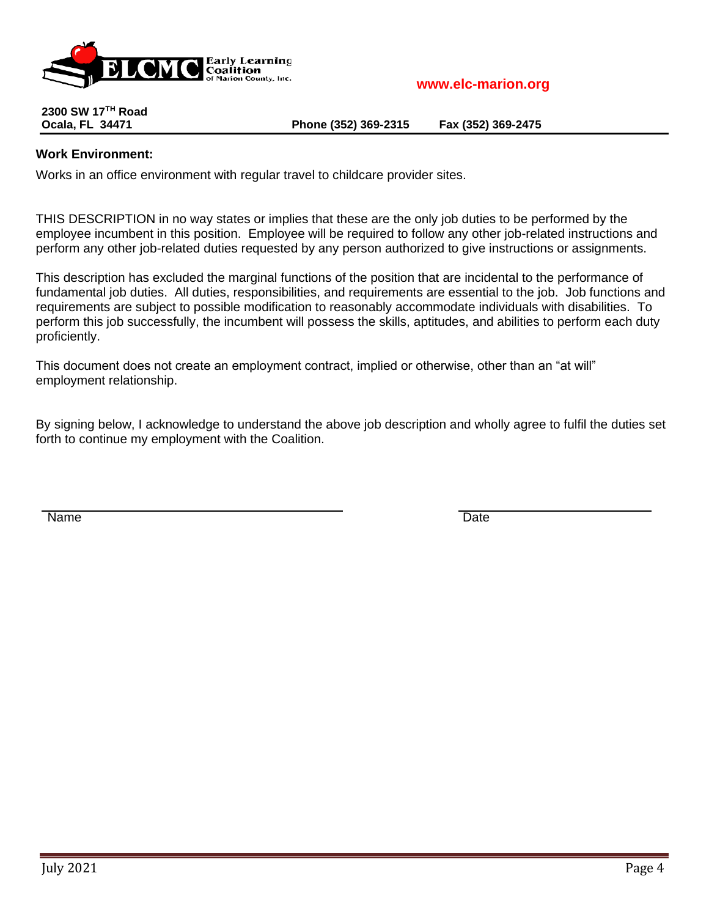**Work Environment:**

Works in an office environment with regular travel to childcare provider sites.

THIS DESCRIPTION in no way states or implies that these are the only job duties to be performed by the employee incumbent in this position. Employee will be required to follow any other job-related instructions and perform any other job-related duties requested by any person authorized to give instructions or assignments.

This description has excluded the marginal functions of the position that are incidental to the performance of fundamental job duties. All duties, responsibilities, and requirements are essential to the job. Job functions and requirements are subject to possible modification to reasonably accommodate individuals with disabilities. To perform this job successfully, the incumbent will possess the skills, aptitudes, and abilities to perform each duty proficiently.

This document does not create an employment contract, implied or otherwise, other than an "at will" employment relationship.

By signing below, I acknowledge to understand the above job description and wholly agree to fulfil the duties set forth to continue my employment with the Coalition.

Name ______________________________ Date ____________________